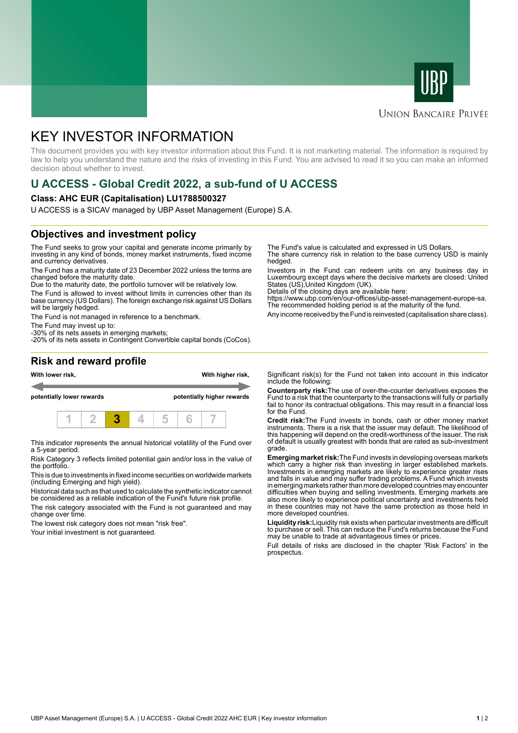UBP

UNION BANCAIRE PRIVÉE

# KEY INVESTOR INFORMATION

This document provides you with key investor information about this Fund. It is not marketing material. The information is required by law to help you understand the nature and the risks of investing in this Fund. You are advised to read it so you can make an informed decision about whether to invest.

## U ACCESS - Global Credit 2022, a sub-fund of U ACCESS

**Class: AHC EUR (Capitalisation) LU1788500327**

U ACCESS is a SICAV managed by UBP Asset Management (Europe) S.A.

## Objectives and investment policy

The Fund seeks to grow your capital and generate income primarily by investing in any kind of bonds, money market instruments, fixed income and currency derivatives.

The Fund has a maturity date of 23 December 2022 unless the terms are changed before the maturity date.

Due to the maturity date, the portfolio turnover will be relatively low.

The Fund is allowed to invest without limits in currencies other than its base currency (US Dollars). The foreign exchange risk against US Dollars will be largely hedged.

The Fund is not managed in reference to a benchmark.

The Fund may invest up to:
-30% of its nets assets in emerging markets;
-20% of its nets assets in Contingent Convertible capital bonds (CoCos).

The Fund's value is calculated and expressed in US Dollars.
The share currency risk in relation to the base currency USD is mainly hedged.

Investors in the Fund can redeem units on any business day in Luxembourg except days where the decisive markets are closed: United States (US),United Kingdom (UK).
Details of the closing days are available here:
https://www.ubp.com/en/our-offices/ubp-asset-management-europe-sa.
The recommended holding period is at the maturity of the fund.

Any income received by the Fund is reinvested (capitalisation share class).

## Risk and reward profile

**With lower risk,** **potentially lower rewards** — **With higher risk,** **potentially higher rewards**

| 1 | 2 | **3** | 4 | 5 | 6 | 7 |
|---|---|---|---|---|---|---|

This indicator represents the annual historical volatility of the Fund over a 5-year period.

Risk Category 3 reflects limited potential gain and/or loss in the value of the portfolio.

This is due to investments in fixed income securities on worldwide markets (including Emerging and high yield).

Historical data such as that used to calculate the synthetic indicator cannot be considered as a reliable indication of the Fund's future risk profile.

The risk category associated with the Fund is not guaranteed and may change over time.

The lowest risk category does not mean "risk free".

Your initial investment is not guaranteed.

Significant risk(s) for the Fund not taken into account in this indicator include the following:

**Counterparty risk:**The use of over-the-counter derivatives exposes the Fund to a risk that the counterparty to the transactions will fully or partially fail to honor its contractual obligations. This may result in a financial loss for the Fund.

**Credit risk:**The Fund invests in bonds, cash or other money market instruments. There is a risk that the issuer may default. The likelihood of this happening will depend on the credit-worthiness of the issuer. The risk of default is usually greatest with bonds that are rated as sub-investment grade.

**Emerging market risk:**The Fund invests in developing overseas markets which carry a higher risk than investing in larger established markets. Investments in emerging markets are likely to experience greater rises and falls in value and may suffer trading problems. A Fund which invests in emerging markets rather than more developed countries may encounter difficulties when buying and selling investments. Emerging markets are also more likely to experience political uncertainty and investments held in these countries may not have the same protection as those held in more developed countries.

**Liquidity risk:**Liquidity risk exists when particular investments are difficult to purchase or sell. This can reduce the Fund's returns because the Fund may be unable to trade at advantageous times or prices.

Full details of risks are disclosed in the chapter 'Risk Factors' in the prospectus.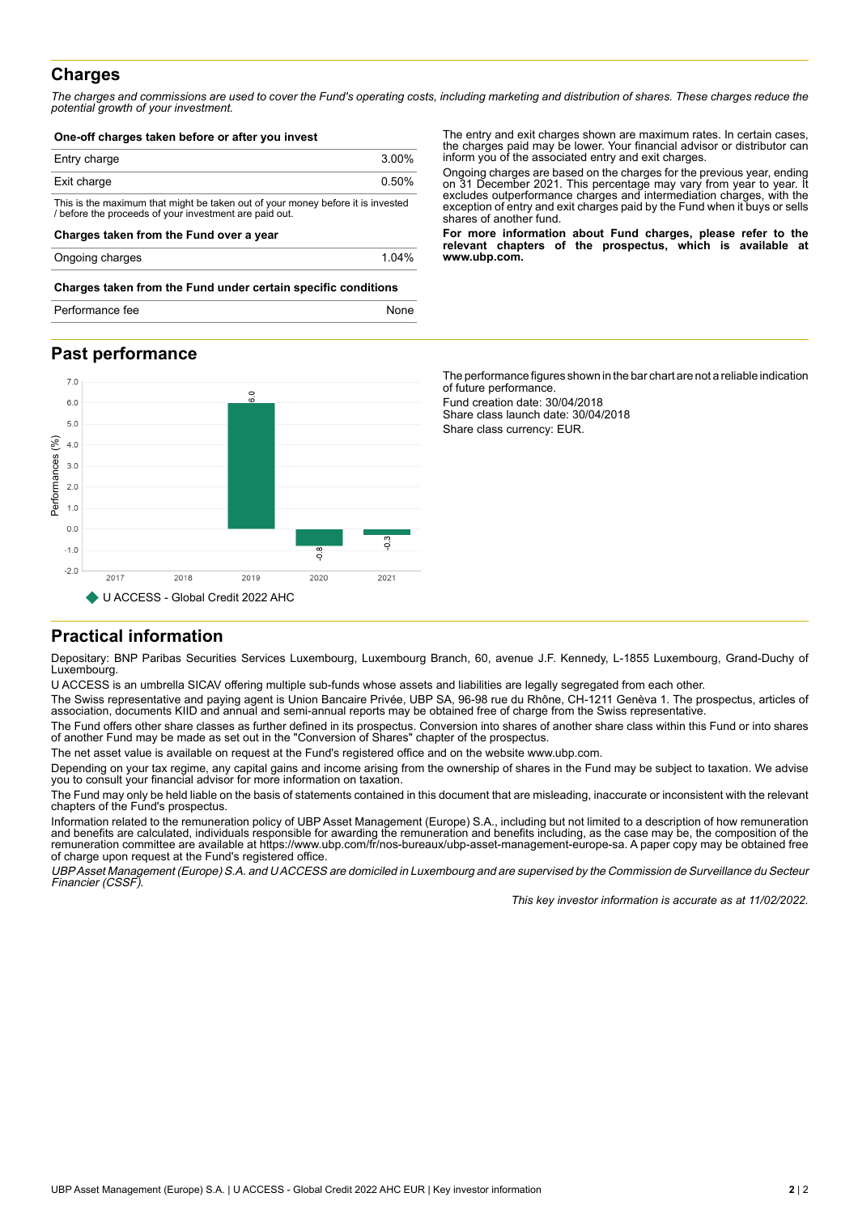## Charges

*The charges and commissions are used to cover the Fund's operating costs, including marketing and distribution of shares. These charges reduce the potential growth of your investment.*

| One-off charges taken before or after you invest | |
|---|---|
| Entry charge | 3.00% |
| Exit charge | 0.50% |

This is the maximum that might be taken out of your money before it is invested / before the proceeds of your investment are paid out.

| Charges taken from the Fund over a year | |
|---|---|
| Ongoing charges | 1.04% |

| Charges taken from the Fund under certain specific conditions | |
|---|---|
| Performance fee | None |

The entry and exit charges shown are maximum rates. In certain cases, the charges paid may be lower. Your financial advisor or distributor can inform you of the associated entry and exit charges.

Ongoing charges are based on the charges for the previous year, ending on 31 December 2021. This percentage may vary from year to year. It excludes outperformance charges and intermediation charges, with the exception of entry and exit charges paid by the Fund when it buys or sells shares of another fund.

**For more information about Fund charges, please refer to the relevant chapters of the prospectus, which is available at www.ubp.com.**

## Past performance

Performances (%)

7.0
6.0
5.0
4.0
3.0
2.0
1.0
0.0
-1.0
-2.0

2017
2018
2019
2020
2021

6.0
-0.8
-0.3

U ACCESS - Global Credit 2022 AHC

The performance figures shown in the bar chart are not a reliable indication of future performance.

Fund creation date: 30/04/2018

Share class launch date: 30/04/2018

Share class currency: EUR.

## Practical information

Depositary: BNP Paribas Securities Services Luxembourg, Luxembourg Branch, 60, avenue J.F. Kennedy, L-1855 Luxembourg, Grand-Duchy of Luxembourg.

U ACCESS is an umbrella SICAV offering multiple sub-funds whose assets and liabilities are legally segregated from each other.

The Swiss representative and paying agent is Union Bancaire Privée, UBP SA, 96-98 rue du Rhône, CH-1211 Genèva 1. The prospectus, articles of association, documents KIID and annual and semi-annual reports may be obtained free of charge from the Swiss representative.

The Fund offers other share classes as further defined in its prospectus. Conversion into shares of another share class within this Fund or into shares of another Fund may be made as set out in the "Conversion of Shares" chapter of the prospectus.

The net asset value is available on request at the Fund's registered office and on the website www.ubp.com.

Depending on your tax regime, any capital gains and income arising from the ownership of shares in the Fund may be subject to taxation. We advise you to consult your financial advisor for more information on taxation.

The Fund may only be held liable on the basis of statements contained in this document that are misleading, inaccurate or inconsistent with the relevant chapters of the Fund's prospectus.

Information related to the remuneration policy of UBP Asset Management (Europe) S.A., including but not limited to a description of how remuneration and benefits are calculated, individuals responsible for awarding the remuneration and benefits including, as the case may be, the composition of the remuneration committee are available at https://www.ubp.com/fr/nos-bureaux/ubp-asset-management-europe-sa. A paper copy may be obtained free of charge upon request at the Fund's registered office.

*UBP Asset Management (Europe) S.A. and U ACCESS are domiciled in Luxembourg and are supervised by the Commission de Surveillance du Secteur Financier (CSSF).*

*This key investor information is accurate as at 11/02/2022.*